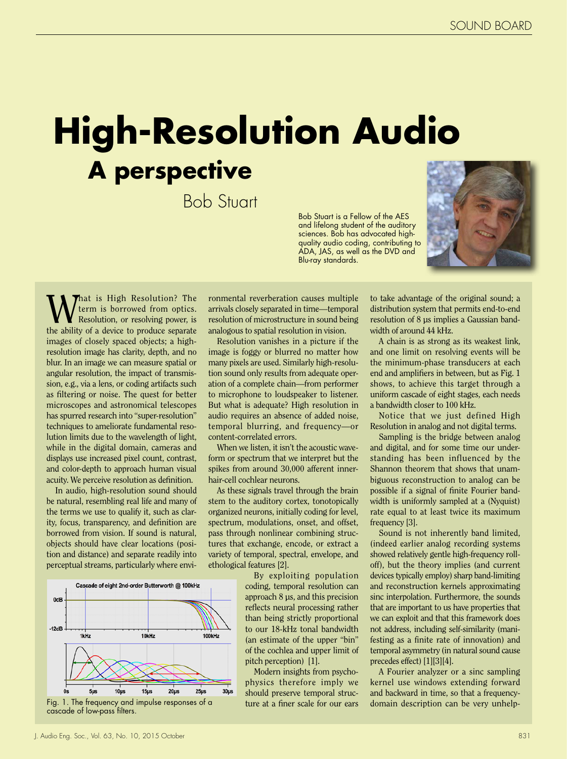# High-Resolution Audio

## A perspective

Bob Stuart

Bob Stuart is a Fellow of the AES and lifelong student of the auditory sciences. Bob has advocated high-quality audio coding, contributing to ADA, JAS, as well as the DVD and Blu-ray standards.

What is High Resolution? The term is borrowed from optics. Resolution, or resolving power, is the ability of a device to produce separate images of closely spaced objects; a high-resolution image has clarity, depth, and no blur. In an image we can measure spatial or angular resolution, the impact of transmission, e.g., via a lens, or coding artifacts such as filtering or noise. The quest for better microscopes and astronomical telescopes has spurred research into "super-resolution" techniques to ameliorate fundamental resolution limits due to the wavelength of light, while in the digital domain, cameras and displays use increased pixel count, contrast, and color-depth to approach human visual acuity. We perceive resolution as definition.

In audio, high-resolution sound should be natural, resembling real life and many of the terms we use to qualify it, such as clarity, focus, transparency, and definition are borrowed from vision. If sound is natural, objects should have clear locations (position and distance) and separate readily into perceptual streams, particularly where environmental reverberation causes multiple arrivals closely separated in time—temporal resolution of microstructure in sound being analogous to spatial resolution in vision.

Resolution vanishes in a picture if the image is foggy or blurred no matter how many pixels are used. Similarly high-resolution sound only results from adequate operation of a complete chain—from performer to microphone to loudspeaker to listener. But what is adequate? High resolution in audio requires an absence of added noise, temporal blurring, and frequency—or content-correlated errors.

When we listen, it isn't the acoustic waveform or spectrum that we interpret but the spikes from around 30,000 afferent inner-hair-cell cochlear neurons.

As these signals travel through the brain stem to the auditory cortex, tonotopically organized neurons, initially coding for level, spectrum, modulations, onset, and offset, pass through nonlinear combining structures that exchange, encode, or extract a variety of temporal, spectral, envelope, and ethological features [2].

By exploiting population coding, temporal resolution can approach 8 µs, and this precision reflects neural processing rather than being strictly proportional to our 18-kHz tonal bandwidth (an estimate of the upper "bin" of the cochlea and upper limit of pitch perception) [1].

Modern insights from psychophysics therefore imply we should preserve temporal structure at a finer scale for our ears to take advantage of the original sound; a distribution system that permits end-to-end resolution of 8 µs implies a Gaussian bandwidth of around 44 kHz.

A chain is as strong as its weakest link, and one limit on resolving events will be the minimum-phase transducers at each end and amplifiers in between, but as Fig. 1 shows, to achieve this target through a uniform cascade of eight stages, each needs a bandwidth closer to 100 kHz.

Notice that we just defined High Resolution in analog and not digital terms.

Sampling is the bridge between analog and digital, and for some time our understanding has been influenced by the Shannon theorem that shows that unambiguous reconstruction to analog can be possible if a signal of finite Fourier bandwidth is uniformly sampled at a (Nyquist) rate equal to at least twice its maximum frequency [3].

Sound is not inherently band limited, (indeed earlier analog recording systems showed relatively gentle high-frequency roll-off), but the theory implies (and current devices typically employ) sharp band-limiting and reconstruction kernels approximating sinc interpolation. Furthermore, the sounds that are important to us have properties that we can exploit and that this framework does not address, including self-similarity (manifesting as a finite rate of innovation) and temporal asymmetry (in natural sound cause precedes effect) [1][3][4].

A Fourier analyzer or a sinc sampling kernel use windows extending forward and backward in time, so that a frequency-domain description can be very unhelp-

Fig. 1. The frequency and impulse responses of a cascade of low-pass filters.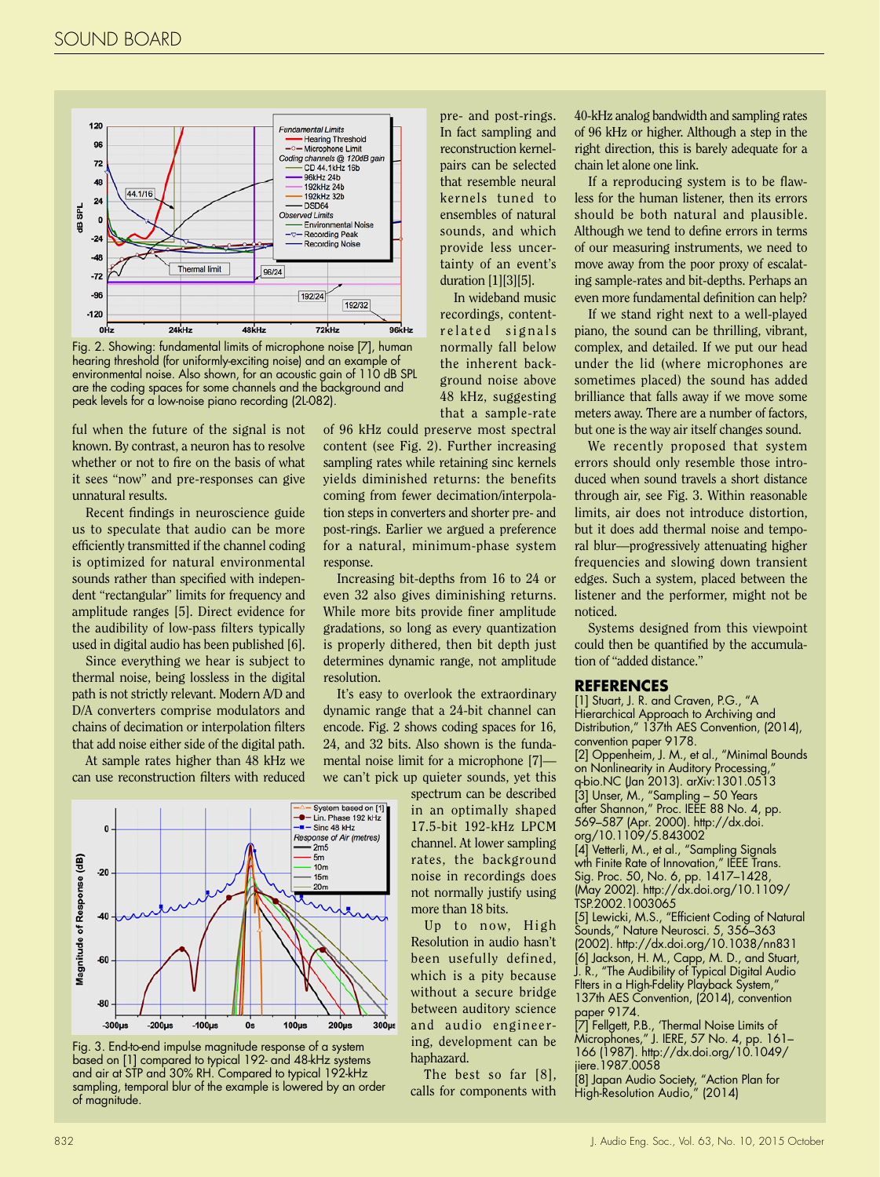Fundamental Limits
Hearing Threshold
Microphone Limit
Coding channels @ 120dB gain
CD 44.1kHz 16b
96kHz 24b
192kHz 24b
192kHz 32b
DSD64
Observed Limits
Environmental Noise
Recording Peak
Recording Noise

dB SPL
120
96
72
48
24
0
-24
-48
-72
-96
-120
0Hz
24kHz
48kHz
72kHz
96kHz
44.1/16
Thermal limit
96/24
192/24
192/32

Fig. 2. Showing: fundamental limits of microphone noise [7], human hearing threshold (for uniformly-exciting noise) and an example of environmental noise. Also shown, for an acoustic gain of 110 dB SPL are the coding spaces for some channels and the background and peak levels for a low-noise piano recording (2L-082).

ful when the future of the signal is not known. By contrast, a neuron has to resolve whether or not to fire on the basis of what it sees "now" and pre-responses can give unnatural results.

Recent findings in neuroscience guide us to speculate that audio can be more efficiently transmitted if the channel coding is optimized for natural environmental sounds rather than specified with independent "rectangular" limits for frequency and amplitude ranges [5]. Direct evidence for the audibility of low-pass filters typically used in digital audio has been published [6].

Since everything we hear is subject to thermal noise, being lossless in the digital path is not strictly relevant. Modern A/D and D/A converters comprise modulators and chains of decimation or interpolation filters that add noise either side of the digital path.

At sample rates higher than 48 kHz we can use reconstruction filters with reduced pre- and post-rings. In fact sampling and reconstruction kernel-pairs can be selected that resemble neural kernels tuned to ensembles of natural sounds, and which provide less uncertainty of an event's duration [1][3][5].

In wideband music recordings, content-related signals normally fall below the inherent background noise above 48 kHz, suggesting that a sample-rate of 96 kHz could preserve most spectral content (see Fig. 2). Further increasing sampling rates while retaining sinc kernels yields diminished returns: the benefits coming from fewer decimation/interpolation steps in converters and shorter pre- and post-rings. Earlier we argued a preference for a natural, minimum-phase system response.

Increasing bit-depths from 16 to 24 or even 32 also gives diminishing returns. While more bits provide finer amplitude gradations, so long as every quantization is properly dithered, then bit depth just determines dynamic range, not amplitude resolution.

It's easy to overlook the extraordinary dynamic range that a 24-bit channel can encode. Fig. 2 shows coding spaces for 16, 24, and 32 bits. Also shown is the fundamental noise limit for a microphone [7]—we can't pick up quieter sounds, yet this spectrum can be described in an optimally shaped 17.5-bit 192-kHz LPCM channel. At lower sampling rates, the background noise in recordings does not normally justify using more than 18 bits.

Up to now, High Resolution in audio hasn't been usefully defined, which is a pity because without a secure bridge between auditory science and audio engineering, development can be haphazard.

The best so far [8], calls for components with 40-kHz analog bandwidth and sampling rates of 96 kHz or higher. Although a step in the right direction, this is barely adequate for a chain let alone one link.

If a reproducing system is to be flawless for the human listener, then its errors should be both natural and plausible. Although we tend to define errors in terms of our measuring instruments, we need to move away from the poor proxy of escalating sample-rates and bit-depths. Perhaps an even more fundamental definition can help?

If we stand right next to a well-played piano, the sound can be thrilling, vibrant, complex, and detailed. If we put our head under the lid (where microphones are sometimes placed) the sound has added brilliance that falls away if we move some meters away. There are a number of factors, but one is the way air itself changes sound.

We recently proposed that system errors should only resemble those introduced when sound travels a short distance through air, see Fig. 3. Within reasonable limits, air does not introduce distortion, but it does add thermal noise and temporal blur—progressively attenuating higher frequencies and slowing down transient edges. Such a system, placed between the listener and the performer, might not be noticed.

Systems designed from this viewpoint could then be quantified by the accumulation of "added distance."

System based on [1]
Lin. Phase 192 kHz
Sinc 48 kHz
Response of Air (metres)
2m5
5m
10m
15m
20m

Magnitude of Response (dB)
0
-20
-40
-60
-80
-300µs
-200µs
-100µs
0s
100µs
200µs
300µs

Fig. 3. End-to-end impulse magnitude response of a system based on [1] compared to typical 192- and 48-kHz systems and air at STP and 30% RH. Compared to typical 192-kHz sampling, temporal blur of the example is lowered by an order of magnitude.

## REFERENCES

[1] Stuart, J. R. and Craven, P.G., "A Hierarchical Approach to Archiving and Distribution," 137th AES Convention, (2014), convention paper 9178.

[2] Oppenheim, J. M., et al., "Minimal Bounds on Nonlinearity in Auditory Processing," q-bio.NC (Jan 2013). arXiv:1301.0513

[3] Unser, M., "Sampling – 50 Years after Shannon," Proc. IEEE 88 No. 4, pp. 569–587 (Apr. 2000). http://dx.doi.org/10.1109/5.843002

[4] Vetterli, M., et al., "Sampling Signals with Finite Rate of Innovation," IEEE Trans. Sig. Proc. 50, No. 6, pp. 1417–1428, (May 2002). http://dx.doi.org/10.1109/TSP.2002.1003065

[5] Lewicki, M.S., "Efficient Coding of Natural Sounds," Nature Neurosci. 5, 356–363 (2002). http://dx.doi.org/10.1038/nn831

[6] Jackson, H. M., Capp, M. D., and Stuart, J. R., "The Audibility of Typical Digital Audio Filters in a High-Fidelity Playback System," 137th AES Convention, (2014), convention paper 9174.

[7] Fellgett, P.B., 'Thermal Noise Limits of Microphones," J. IERE, 57 No. 4, pp. 161–166 (1987). http://dx.doi.org/10.1049/jiere.1987.0058

[8] Japan Audio Society, "Action Plan for High-Resolution Audio," (2014)